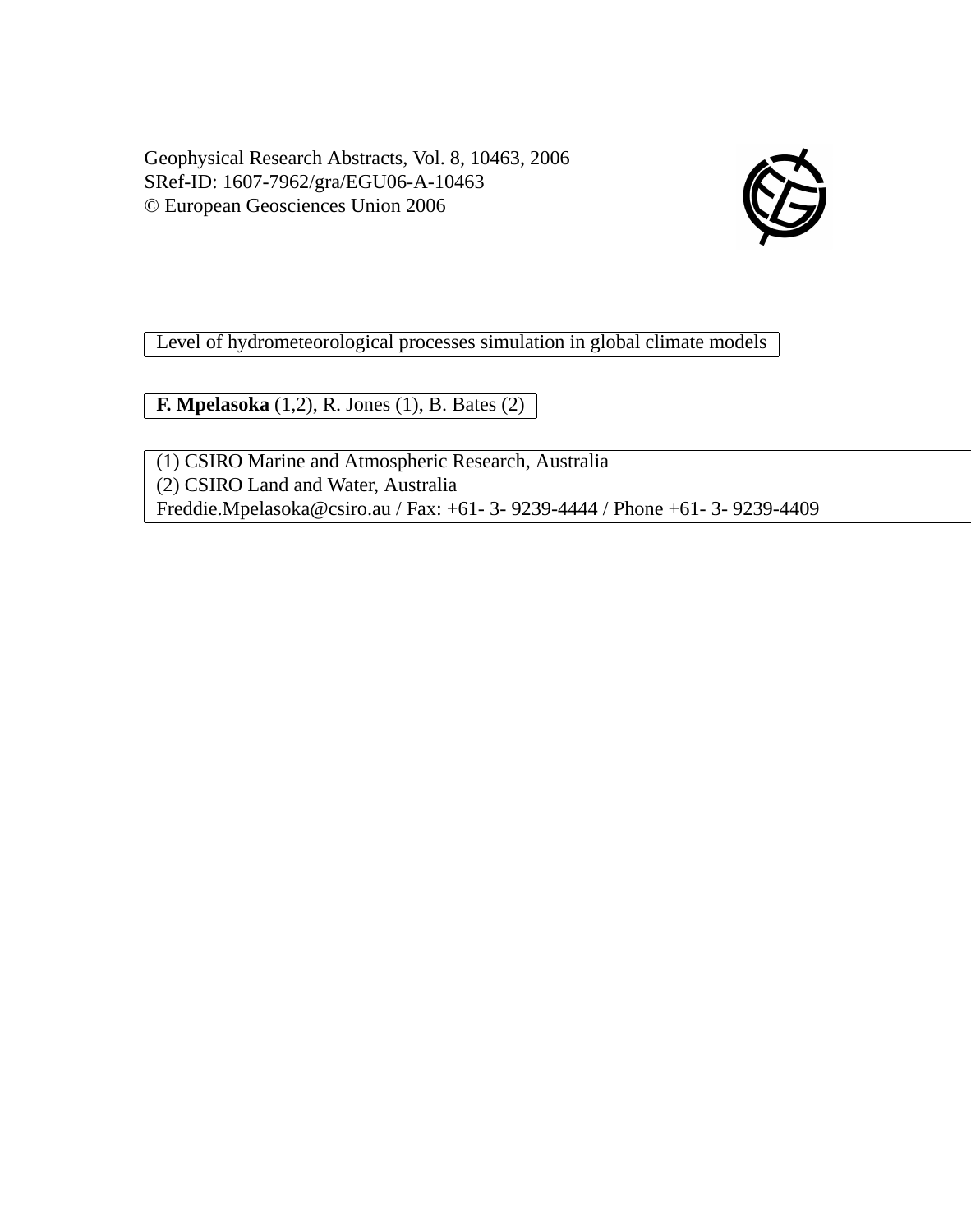Geophysical Research Abstracts, Vol. 8, 10463, 2006
SRef-ID: 1607-7962/gra/EGU06-A-10463
© European Geosciences Union 2006

# Level of hydrometeorological processes simulation in global climate models

**F. Mpelasoka** (1,2), R. Jones (1), B. Bates (2)

(1) CSIRO Marine and Atmospheric Research, Australia
(2) CSIRO Land and Water, Australia
Freddie.Mpelasoka@csiro.au / Fax: +61- 3- 9239-4444 / Phone +61- 3- 9239-4409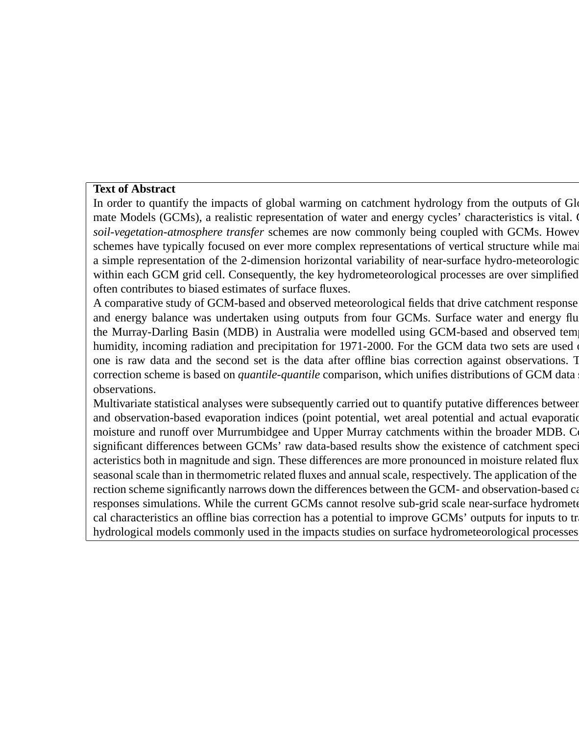**Text of Abstract**

In order to quantify the impacts of global warming on catchment hydrology from the outputs of Glo mate Models (GCMs), a realistic representation of water and energy cycles' characteristics is vital. C *soil-vegetation-atmosphere transfer* schemes are now commonly being coupled with GCMs. Howev schemes have typically focused on ever more complex representations of vertical structure while mai a simple representation of the 2-dimension horizontal variability of near-surface hydro-meteorologic within each GCM grid cell. Consequently, the key hydrometeorological processes are over simplified often contributes to biased estimates of surface fluxes.

A comparative study of GCM-based and observed meteorological fields that drive catchment response and energy balance was undertaken using outputs from four GCMs. Surface water and energy flu the Murray-Darling Basin (MDB) in Australia were modelled using GCM-based and observed temp humidity, incoming radiation and precipitation for 1971-2000. For the GCM data two sets are used c one is raw data and the second set is the data after offline bias correction against observations. T correction scheme is based on *quantile-quantile* comparison, which unifies distributions of GCM data s observations.

Multivariate statistical analyses were subsequently carried out to quantify putative differences between and observation-based evaporation indices (point potential, wet areal potential and actual evaporatio moisture and runoff over Murrumbidgee and Upper Murray catchments within the broader MDB. Co significant differences between GCMs' raw data-based results show the existence of catchment speci acteristics both in magnitude and sign. These differences are more pronounced in moisture related flux seasonal scale than in thermometric related fluxes and annual scale, respectively. The application of the rection scheme significantly narrows down the differences between the GCM- and observation-based ca responses simulations. While the current GCMs cannot resolve sub-grid scale near-surface hydromete cal characteristics an offline bias correction has a potential to improve GCMs' outputs for inputs to tra hydrological models commonly used in the impacts studies on surface hydrometeorological processes